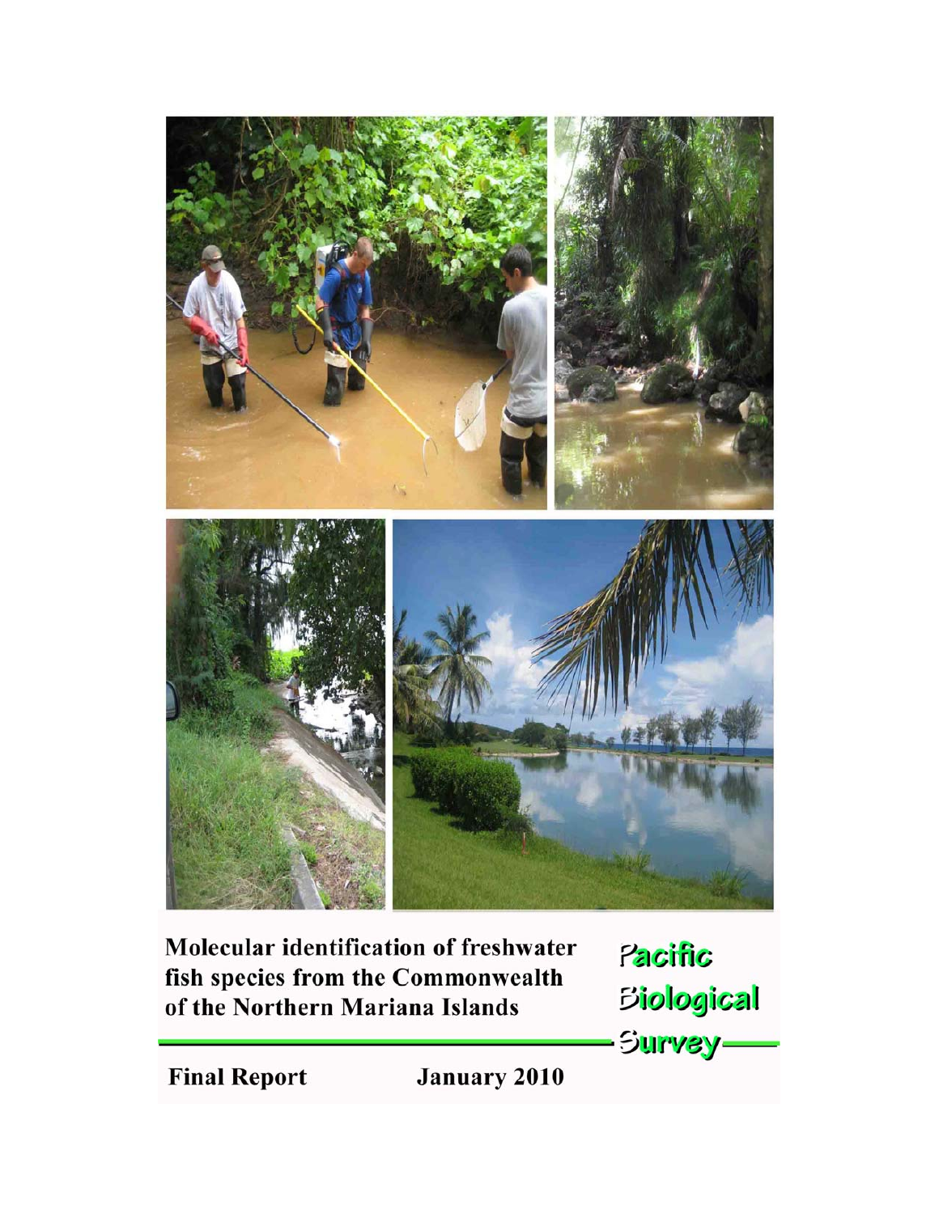# Molecular identification of freshwater fish species from the Commonwealth of the Northern Mariana Islands

Pacific Biological Survey

**Final Report** **January 2010**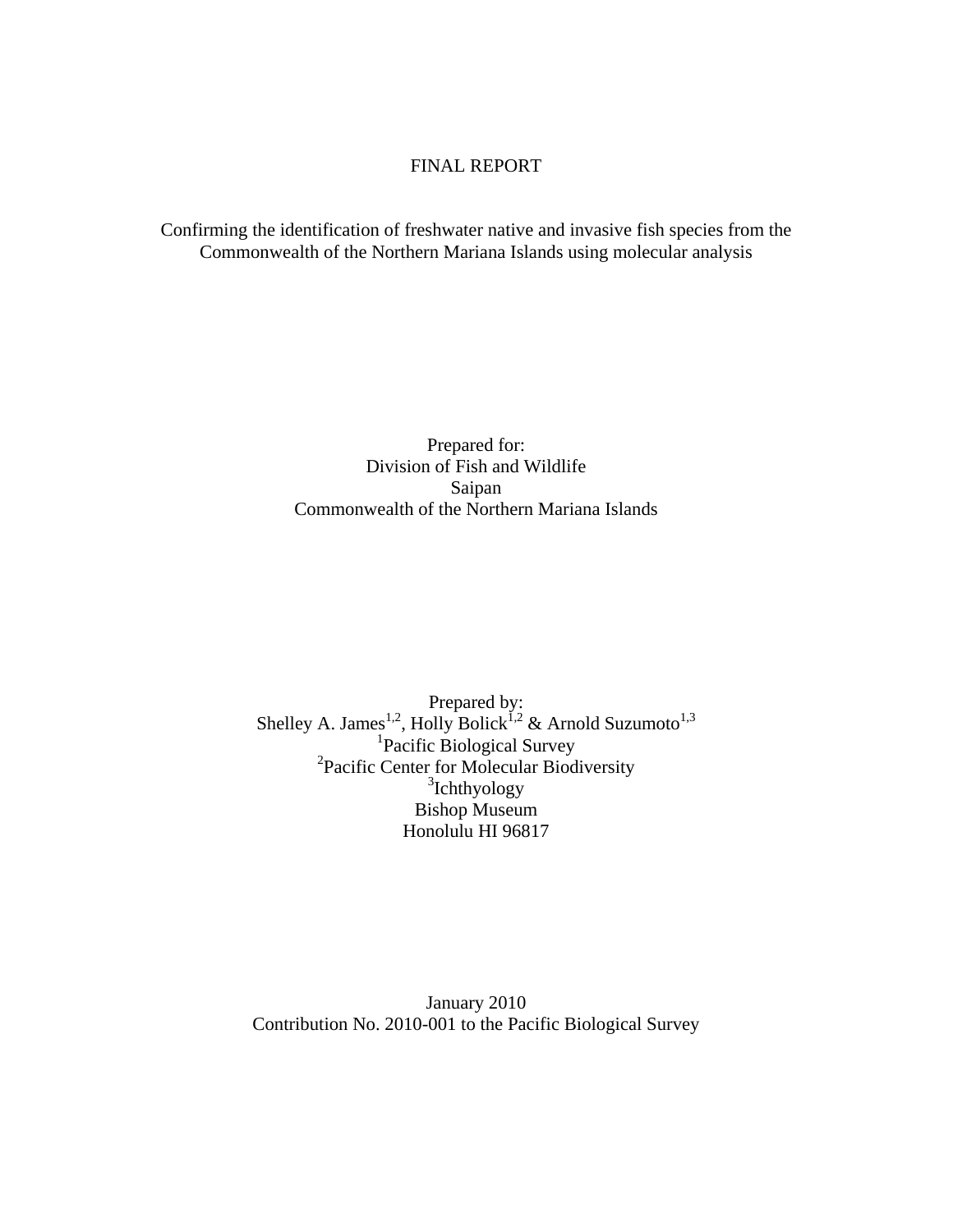# FINAL REPORT

## Confirming the identification of freshwater native and invasive fish species from the Commonwealth of the Northern Mariana Islands using molecular analysis

Prepared for:
Division of Fish and Wildlife
Saipan
Commonwealth of the Northern Mariana Islands

Prepared by:
Shelley A. James[1,2], Holly Bolick[1,2] & Arnold Suzumoto[1,3]
[1]Pacific Biological Survey
[2]Pacific Center for Molecular Biodiversity
[3]Ichthyology
Bishop Museum
Honolulu HI 96817

January 2010
Contribution No. 2010-001 to the Pacific Biological Survey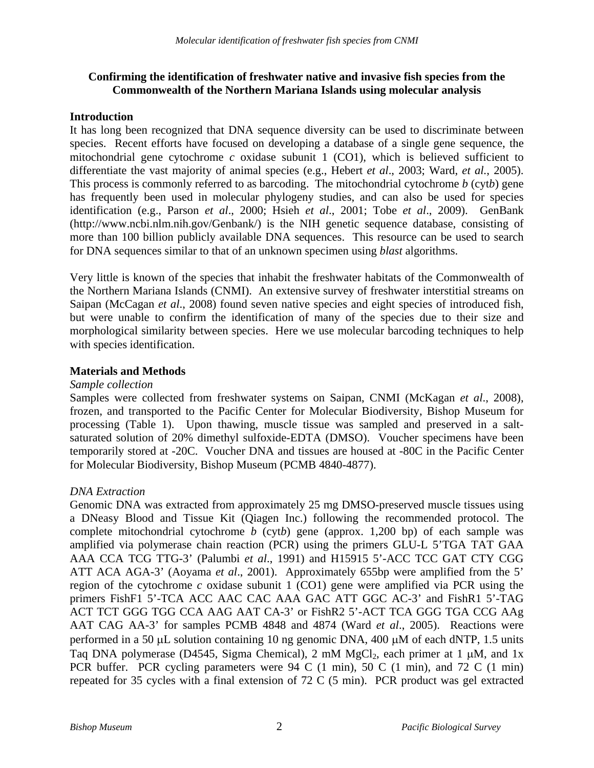**Confirming the identification of freshwater native and invasive fish species from the Commonwealth of the Northern Mariana Islands using molecular analysis**

## Introduction

It has long been recognized that DNA sequence diversity can be used to discriminate between species. Recent efforts have focused on developing a database of a single gene sequence, the mitochondrial gene cytochrome *c* oxidase subunit 1 (CO1), which is believed sufficient to differentiate the vast majority of animal species (e.g., Hebert *et al*., 2003; Ward, *et al*., 2005). This process is commonly referred to as barcoding. The mitochondrial cytochrome *b* (cyt*b*) gene has frequently been used in molecular phylogeny studies, and can also be used for species identification (e.g., Parson *et al*., 2000; Hsieh *et al*., 2001; Tobe *et al*., 2009). GenBank (http://www.ncbi.nlm.nih.gov/Genbank/) is the NIH genetic sequence database, consisting of more than 100 billion publicly available DNA sequences. This resource can be used to search for DNA sequences similar to that of an unknown specimen using *blast* algorithms.

Very little is known of the species that inhabit the freshwater habitats of the Commonwealth of the Northern Mariana Islands (CNMI). An extensive survey of freshwater interstitial streams on Saipan (McCagan *et al*., 2008) found seven native species and eight species of introduced fish, but were unable to confirm the identification of many of the species due to their size and morphological similarity between species. Here we use molecular barcoding techniques to help with species identification.

## Materials and Methods

*Sample collection*

Samples were collected from freshwater systems on Saipan, CNMI (McKagan *et al*., 2008), frozen, and transported to the Pacific Center for Molecular Biodiversity, Bishop Museum for processing (Table 1). Upon thawing, muscle tissue was sampled and preserved in a salt-saturated solution of 20% dimethyl sulfoxide-EDTA (DMSO). Voucher specimens have been temporarily stored at -20C. Voucher DNA and tissues are housed at -80C in the Pacific Center for Molecular Biodiversity, Bishop Museum (PCMB 4840-4877).

*DNA Extraction*

Genomic DNA was extracted from approximately 25 mg DMSO-preserved muscle tissues using a DNeasy Blood and Tissue Kit (Qiagen Inc.) following the recommended protocol. The complete mitochondrial cytochrome *b* (cyt*b*) gene (approx. 1,200 bp) of each sample was amplified via polymerase chain reaction (PCR) using the primers GLU-L 5'TGA TAT GAA AAA CCA TCG TTG-3' (Palumbi *et al*., 1991) and H15915 5'-ACC TCC GAT CTY CGG ATT ACA AGA-3' (Aoyama *et al*., 2001). Approximately 655bp were amplified from the 5' region of the cytochrome *c* oxidase subunit 1 (CO1) gene were amplified via PCR using the primers FishF1 5'-TCA ACC AAC CAC AAA GAC ATT GGC AC-3' and FishR1 5'-TAG ACT TCT GGG TGG CCA AAG AAT CA-3' or FishR2 5'-ACT TCA GGG TGA CCG AAg AAT CAG AA-3' for samples PCMB 4848 and 4874 (Ward *et al*., 2005). Reactions were performed in a 50 μL solution containing 10 ng genomic DNA, 400 μM of each dNTP, 1.5 units Taq DNA polymerase (D4545, Sigma Chemical), 2 mM $MgCl_2$, each primer at 1 μM, and 1x PCR buffer. PCR cycling parameters were 94 C (1 min), 50 C (1 min), and 72 C (1 min) repeated for 35 cycles with a final extension of 72 C (5 min). PCR product was gel extracted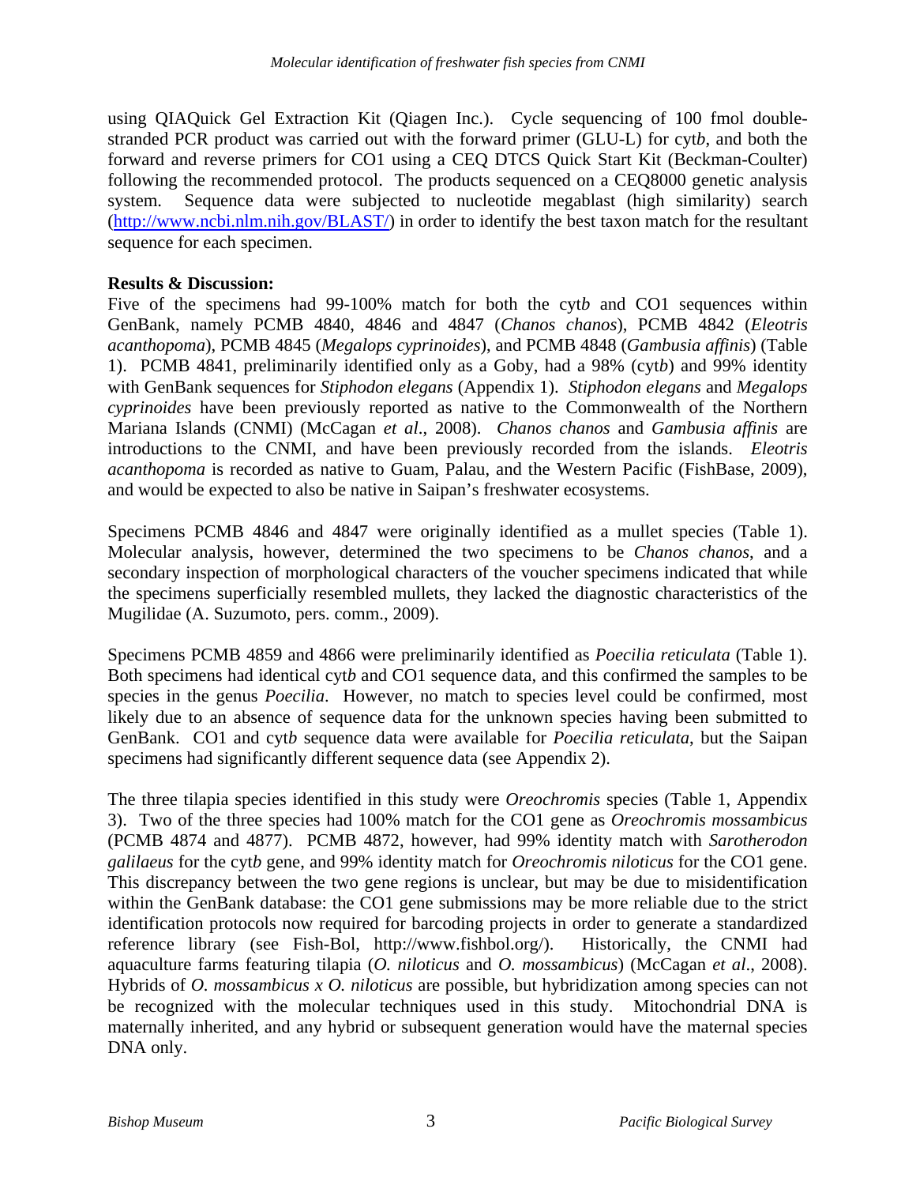using QIAQuick Gel Extraction Kit (Qiagen Inc.). Cycle sequencing of 100 fmol double-stranded PCR product was carried out with the forward primer (GLU-L) for cyt*b*, and both the forward and reverse primers for CO1 using a CEQ DTCS Quick Start Kit (Beckman-Coulter) following the recommended protocol. The products sequenced on a CEQ8000 genetic analysis system. Sequence data were subjected to nucleotide megablast (high similarity) search (http://www.ncbi.nlm.nih.gov/BLAST/) in order to identify the best taxon match for the resultant sequence for each specimen.

**Results & Discussion:**

Five of the specimens had 99-100% match for both the cyt*b* and CO1 sequences within GenBank, namely PCMB 4840, 4846 and 4847 (*Chanos chanos*), PCMB 4842 (*Eleotris acanthopoma*), PCMB 4845 (*Megalops cyprinoides*), and PCMB 4848 (*Gambusia affinis*) (Table 1). PCMB 4841, preliminarily identified only as a Goby, had a 98% (cyt*b*) and 99% identity with GenBank sequences for *Stiphodon elegans* (Appendix 1). *Stiphodon elegans* and *Megalops cyprinoides* have been previously reported as native to the Commonwealth of the Northern Mariana Islands (CNMI) (McCagan *et al*., 2008). *Chanos chanos* and *Gambusia affinis* are introductions to the CNMI, and have been previously recorded from the islands. *Eleotris acanthopoma* is recorded as native to Guam, Palau, and the Western Pacific (FishBase, 2009), and would be expected to also be native in Saipan's freshwater ecosystems.

Specimens PCMB 4846 and 4847 were originally identified as a mullet species (Table 1). Molecular analysis, however, determined the two specimens to be *Chanos chanos*, and a secondary inspection of morphological characters of the voucher specimens indicated that while the specimens superficially resembled mullets, they lacked the diagnostic characteristics of the Mugilidae (A. Suzumoto, pers. comm., 2009).

Specimens PCMB 4859 and 4866 were preliminarily identified as *Poecilia reticulata* (Table 1). Both specimens had identical cyt*b* and CO1 sequence data, and this confirmed the samples to be species in the genus *Poecilia*. However, no match to species level could be confirmed, most likely due to an absence of sequence data for the unknown species having been submitted to GenBank. CO1 and cyt*b* sequence data were available for *Poecilia reticulata*, but the Saipan specimens had significantly different sequence data (see Appendix 2).

The three tilapia species identified in this study were *Oreochromis* species (Table 1, Appendix 3). Two of the three species had 100% match for the CO1 gene as *Oreochromis mossambicus* (PCMB 4874 and 4877). PCMB 4872, however, had 99% identity match with *Sarotherodon galilaeus* for the cyt*b* gene, and 99% identity match for *Oreochromis niloticus* for the CO1 gene. This discrepancy between the two gene regions is unclear, but may be due to misidentification within the GenBank database: the CO1 gene submissions may be more reliable due to the strict identification protocols now required for barcoding projects in order to generate a standardized reference library (see Fish-Bol, http://www.fishbol.org/). Historically, the CNMI had aquaculture farms featuring tilapia (*O. niloticus* and *O. mossambicus*) (McCagan *et al*., 2008). Hybrids of *O. mossambicus x O. niloticus* are possible, but hybridization among species can not be recognized with the molecular techniques used in this study. Mitochondrial DNA is maternally inherited, and any hybrid or subsequent generation would have the maternal species DNA only.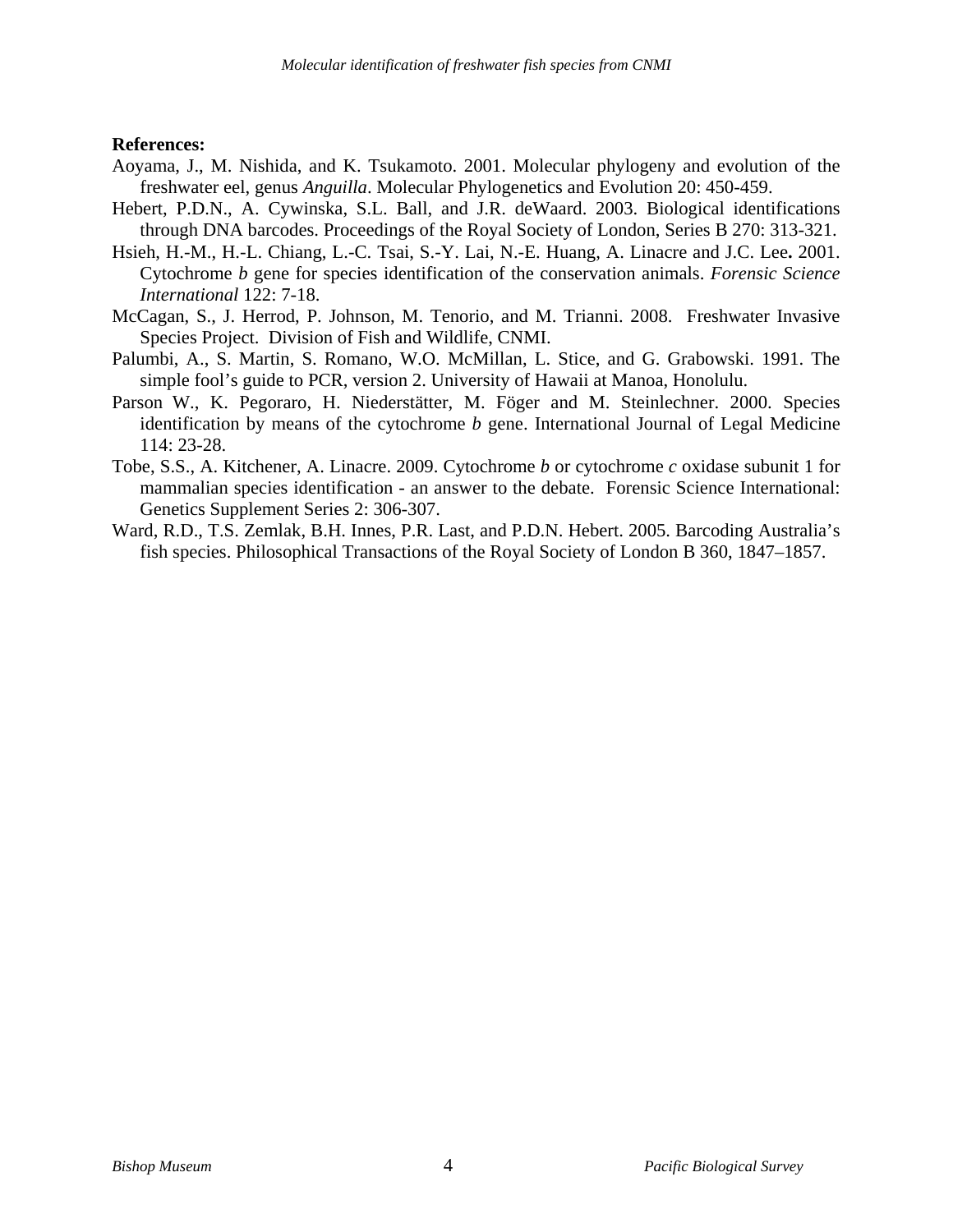**References:**

Aoyama, J., M. Nishida, and K. Tsukamoto. 2001. Molecular phylogeny and evolution of the freshwater eel, genus *Anguilla*. Molecular Phylogenetics and Evolution 20: 450-459.

Hebert, P.D.N., A. Cywinska, S.L. Ball, and J.R. deWaard. 2003. Biological identifications through DNA barcodes. Proceedings of the Royal Society of London, Series B 270: 313-321.

Hsieh, H.-M., H.-L. Chiang, L.-C. Tsai, S.-Y. Lai, N.-E. Huang, A. Linacre and J.C. Lee**.** 2001. Cytochrome *b* gene for species identification of the conservation animals. *Forensic Science International* 122: 7-18.

McCagan, S., J. Herrod, P. Johnson, M. Tenorio, and M. Trianni. 2008. Freshwater Invasive Species Project. Division of Fish and Wildlife, CNMI.

Palumbi, A., S. Martin, S. Romano, W.O. McMillan, L. Stice, and G. Grabowski. 1991. The simple fool's guide to PCR, version 2. University of Hawaii at Manoa, Honolulu.

Parson W., K. Pegoraro, H. Niederstätter, M. Föger and M. Steinlechner. 2000. Species identification by means of the cytochrome *b* gene. International Journal of Legal Medicine 114: 23-28.

Tobe, S.S., A. Kitchener, A. Linacre. 2009. Cytochrome *b* or cytochrome *c* oxidase subunit 1 for mammalian species identification - an answer to the debate. Forensic Science International: Genetics Supplement Series 2: 306-307.

Ward, R.D., T.S. Zemlak, B.H. Innes, P.R. Last, and P.D.N. Hebert. 2005. Barcoding Australia's fish species. Philosophical Transactions of the Royal Society of London B 360, 1847–1857.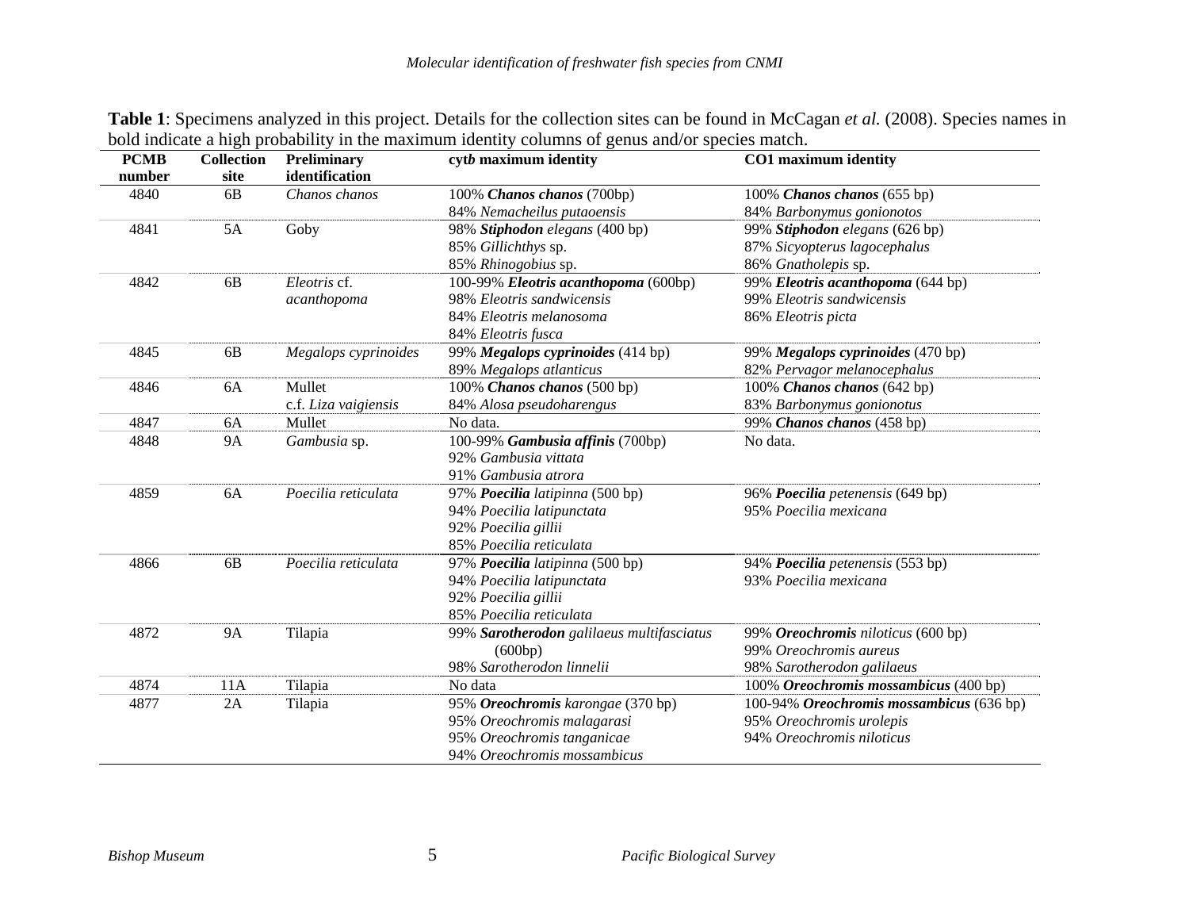**Table 1**: Specimens analyzed in this project. Details for the collection sites can be found in McCagan *et al.* (2008). Species names in bold indicate a high probability in the maximum identity columns of genus and/or species match.

| PCMB number | Collection site | Preliminary identification | cyt*b* maximum identity | CO1 maximum identity |
|---|---|---|---|---|
| 4840 | 6B | *Chanos chanos* | 100% ***Chanos chanos*** (700bp)<br>84% *Nemacheilus putaoensis* | 100% ***Chanos chanos*** (655 bp)<br>84% *Barbonymus gonionotos* |
| 4841 | 5A | Goby | 98% ***Stiphodon*** *elegans* (400 bp)<br>85% *Gillichthys* sp.<br>85% *Rhinogobius* sp. | 99% ***Stiphodon*** *elegans* (626 bp)<br>87% *Sicyopterus lagocephalus*<br>86% *Gnatholepis* sp. |
| 4842 | 6B | *Eleotris* cf. *acanthopoma* | 100-99% ***Eleotris acanthopoma*** (600bp)<br>98% *Eleotris sandwicensis*<br>84% *Eleotris melanosoma*<br>84% *Eleotris fusca* | 99% ***Eleotris acanthopoma*** (644 bp)<br>99% *Eleotris sandwicensis*<br>86% *Eleotris picta* |
| 4845 | 6B | *Megalops cyprinoides* | 99% ***Megalops cyprinoides*** (414 bp)<br>89% *Megalops atlanticus* | 99% ***Megalops cyprinoides*** (470 bp)<br>82% *Pervagor melanocephalus* |
| 4846 | 6A | Mullet<br>c.f. *Liza vaigiensis* | 100% ***Chanos chanos*** (500 bp)<br>84% *Alosa pseudoharengus* | 100% ***Chanos chanos*** (642 bp)<br>83% *Barbonymus gonionotus* |
| 4847 | 6A | Mullet | No data. | 99% ***Chanos chanos*** (458 bp) |
| 4848 | 9A | *Gambusia* sp. | 100-99% ***Gambusia affinis*** (700bp)<br>92% *Gambusia vittata*<br>91% *Gambusia atrora* | No data. |
| 4859 | 6A | *Poecilia reticulata* | 97% ***Poecilia*** *latipinna* (500 bp)<br>94% *Poecilia latipunctata*<br>92% *Poecilia gillii*<br>85% *Poecilia reticulata* | 96% ***Poecilia*** *petenensis* (649 bp)<br>95% *Poecilia mexicana* |
| 4866 | 6B | *Poecilia reticulata* | 97% ***Poecilia*** *latipinna* (500 bp)<br>94% *Poecilia latipunctata*<br>92% *Poecilia gillii*<br>85% *Poecilia reticulata* | 94% ***Poecilia*** *petenensis* (553 bp)<br>93% *Poecilia mexicana* |
| 4872 | 9A | Tilapia | 99% ***Sarotherodon*** *galilaeus multifasciatus* (600bp)<br>98% *Sarotherodon linnelii* | 99% ***Oreochromis*** *niloticus* (600 bp)<br>99% *Oreochromis aureus*<br>98% *Sarotherodon galilaeus* |
| 4874 | 11A | Tilapia | No data | 100% ***Oreochromis mossambicus*** (400 bp) |
| 4877 | 2A | Tilapia | 95% ***Oreochromis*** *karongae* (370 bp)<br>95% *Oreochromis malagarasi*<br>95% *Oreochromis tanganicae*<br>94% *Oreochromis mossambicus* | 100-94% ***Oreochromis mossambicus*** (636 bp)<br>95% *Oreochromis urolepis*<br>94% *Oreochromis niloticus* |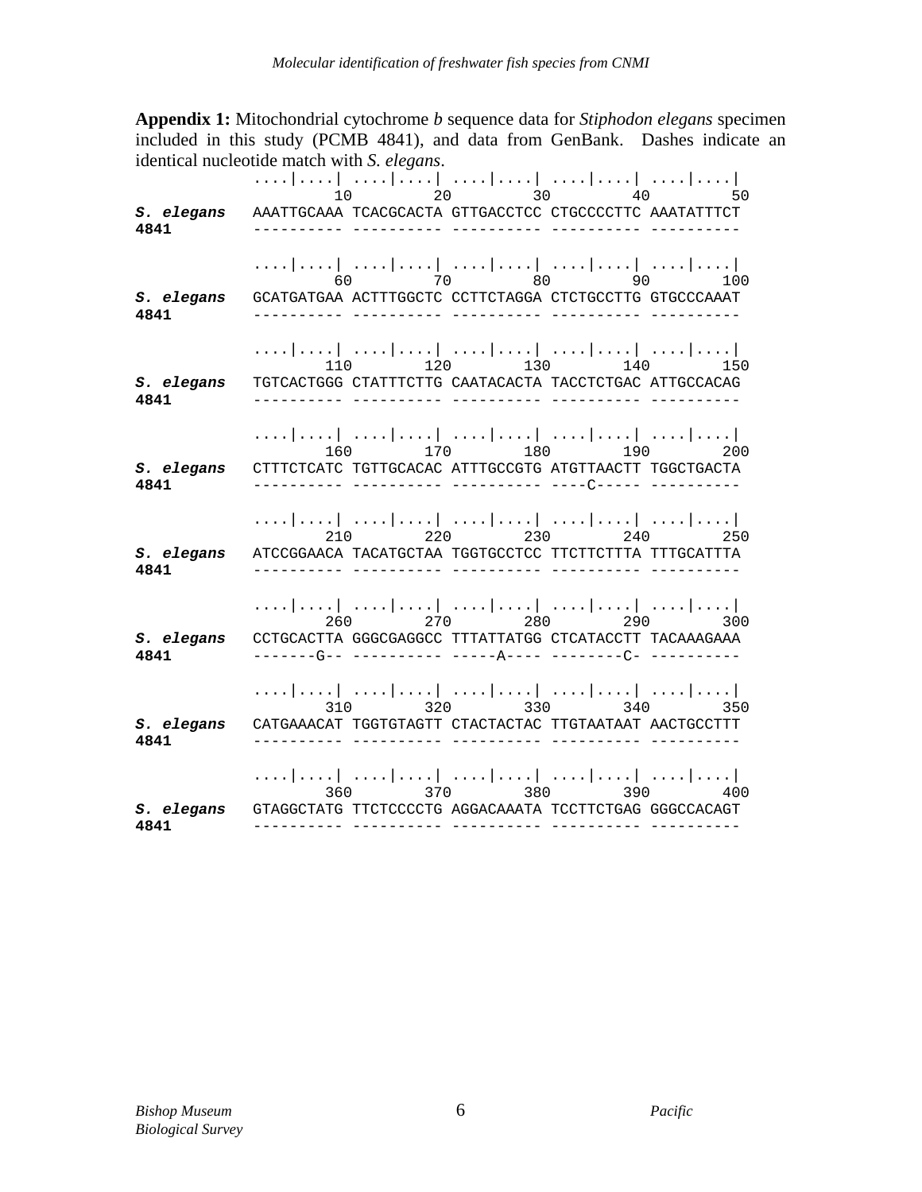**Appendix 1:** Mitochondrial cytochrome *b* sequence data for *Stiphodon elegans* specimen included in this study (PCMB 4841), and data from GenBank. Dashes indicate an identical nucleotide match with *S. elegans*.

```
             ....|....| ....|....| ....|....| ....|....| ....|....|
                    10         20         30         40         50
S. elegans   AAATTGCAAA TCACGCACTA GTTGACCTCC CTGCCCCTTC AAATATTTCT
4841         ---------- ---------- ---------- ---------- ----------

             ....|....| ....|....| ....|....| ....|....| ....|....|
                    60         70         80         90        100
S. elegans   GCATGATGAA ACTTTGGCTC CCTTCTAGGA CTCTGCCTTG GTGCCCAAAT
4841         ---------- ---------- ---------- ---------- ----------

             ....|....| ....|....| ....|....| ....|....| ....|....|
                   110        120        130        140        150
S. elegans   TGTCACTGGG CTATTTCTTG CAATACACTA TACCTCTGAC ATTGCCACAG
4841         ---------- ---------- ---------- ---------- ----------

             ....|....| ....|....| ....|....| ....|....| ....|....|
                   160        170        180        190        200
S. elegans   CTTTCTCATC TGTTGCACAC ATTTGCCGTG ATGTTAACTT TGGCTGACTA
4841         ---------- ---------- ---------- ----C----- ----------

             ....|....| ....|....| ....|....| ....|....| ....|....|
                   210        220        230        240        250
S. elegans   ATCCGGAACA TACATGCTAA TGGTGCCTCC TTCTTCTTTA TTTGCATTTA
4841         ---------- ---------- ---------- ---------- ----------

             ....|....| ....|....| ....|....| ....|....| ....|....|
                   260        270        280        290        300
S. elegans   CCTGCACTTA GGGCGAGGCC TTTATTATGG CTCATACCTT TACAAAGAAA
4841         -------G-- ---------- -----A---- --------C- ----------

             ....|....| ....|....| ....|....| ....|....| ....|....|
                   310        320        330        340        350
S. elegans   CATGAAACAT TGGTGTAGTT CTACTACTAC TTGTAATAAT AACTGCCTTT
4841         ---------- ---------- ---------- ---------- ----------

             ....|....| ....|....| ....|....| ....|....| ....|....|
                   360        370        380        390        400
S. elegans   GTAGGCTATG TTCTCCCCTG AGGACAAATA TCCTTCTGAG GGGCCACAGT
4841         ---------- ---------- ---------- ---------- ----------
```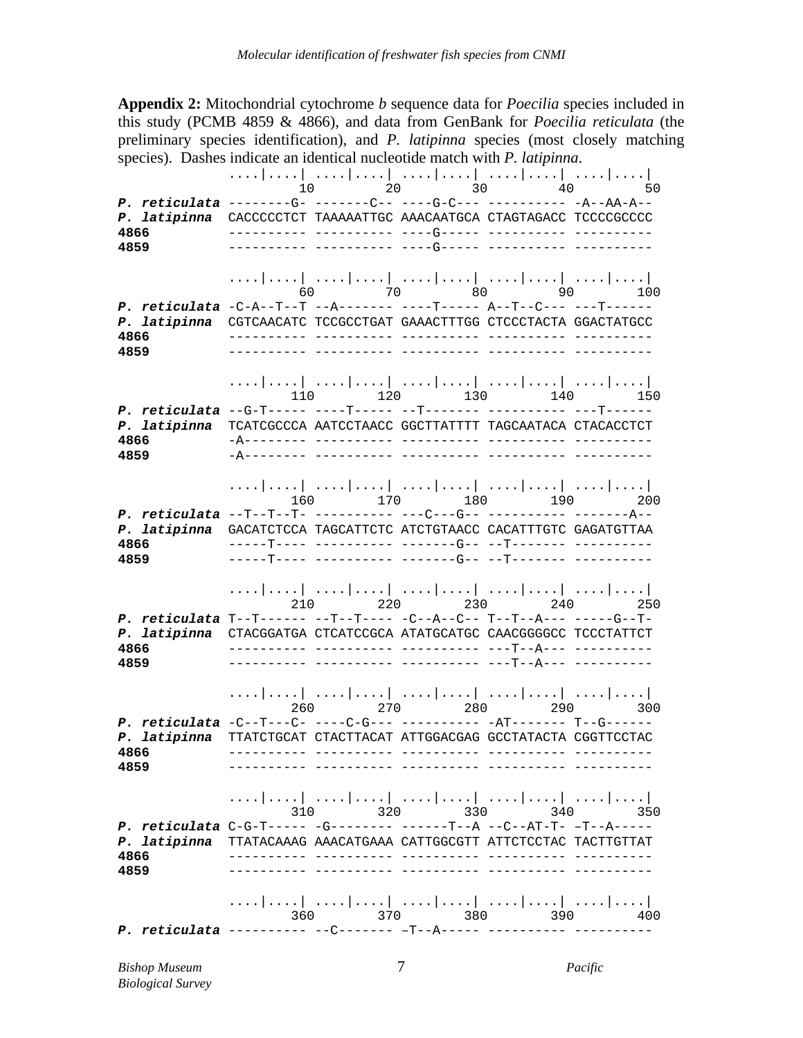**Appendix 2:** Mitochondrial cytochrome *b* sequence data for *Poecilia* species included in this study (PCMB 4859 & 4866), and data from GenBank for *Poecilia reticulata* (the preliminary species identification), and *P. latipinna* species (most closely matching species). Dashes indicate an identical nucleotide match with *P. latipinna*.

```
              ....|....| ....|....| ....|....| ....|....| ....|....|
                     10         20         30         40         50
P. reticulata --------G- -------C-- ----G-C--- ---------- -A--AA-A--
P. latipinna  CACCCCCTCT TAAAAATTGC AAACAATGCA CTAGTAGACC TCCCCGCCCC
4866          ---------- ---------- ----G----- ---------- ----------
4859          ---------- ---------- ----G----- ---------- ----------

              ....|....| ....|....| ....|....| ....|....| ....|....|
                     60         70         80         90        100
P. reticulata -C-A--T--T --A------- ----T----- A--T--C--- ---T------
P. latipinna  CGTCAACATC TCCGCCTGAT GAAACTTTGG CTCCCTACTA GGACTATGCC
4866          ---------- ---------- ---------- ---------- ----------
4859          ---------- ---------- ---------- ---------- ----------

              ....|....| ....|....| ....|....| ....|....| ....|....|
                    110        120        130        140        150
P. reticulata --G-T----- ----T----- --T------- ---------- ---T------
P. latipinna  TCATCGCCCA AATCCTAACC GGCTTATTTT TAGCAATACA CTACACCTCT
4866          -A-------- ---------- ---------- ---------- ----------
4859          -A-------- ---------- ---------- ---------- ----------

              ....|....| ....|....| ....|....| ....|....| ....|....|
                    160        170        180        190        200
P. reticulata --T--T--T- ---------- ---C---G-- ---------- -------A--
P. latipinna  GACATCTCCA TAGCATTCTC ATCTGTAACC CACATTTGTC GAGATGTTAA
4866          -----T---- ---------- -------G-- --T------- ----------
4859          -----T---- ---------- -------G-- --T------- ----------

              ....|....| ....|....| ....|....| ....|....| ....|....|
                    210        220        230        240        250
P. reticulata T--T------ --T--T---- -C--A--C-- T--T--A--- -----G--T-
P. latipinna  CTACGGATGA CTCATCCGCA ATATGCATGC CAACGGGGCC TCCCTATTCT
4866          ---------- ---------- ---------- ---T--A--- ----------
4859          ---------- ---------- ---------- ---T--A--- ----------

              ....|....| ....|....| ....|....| ....|....| ....|....|
                    260        270        280        290        300
P. reticulata -C--T---C- ----C-G--- ---------- -AT------- T--G------
P. latipinna  TTATCTGCAT CTACTTACAT ATTGGACGAG GCCTATACTA CGGTTCCTAC
4866          ---------- ---------- ---------- ---------- ----------
4859          ---------- ---------- ---------- ---------- ----------

              ....|....| ....|....| ....|....| ....|....| ....|....|
                    310        320        330        340        350
P. reticulata C-G-T----- -G-------- ------T--A --C--AT-T- –T--A-----
P. latipinna  TTATACAAAG AAACATGAAA CATTGGCGTT ATTCTCCTAC TACTTGTTAT
4866          ---------- ---------- ---------- ---------- ----------
4859          ---------- ---------- ---------- ---------- ----------

              ....|....| ....|....| ....|....| ....|....| ....|....|
                    360        370        380        390        400
P. reticulata ---------- --C------- –T--A----- ---------- ----------
```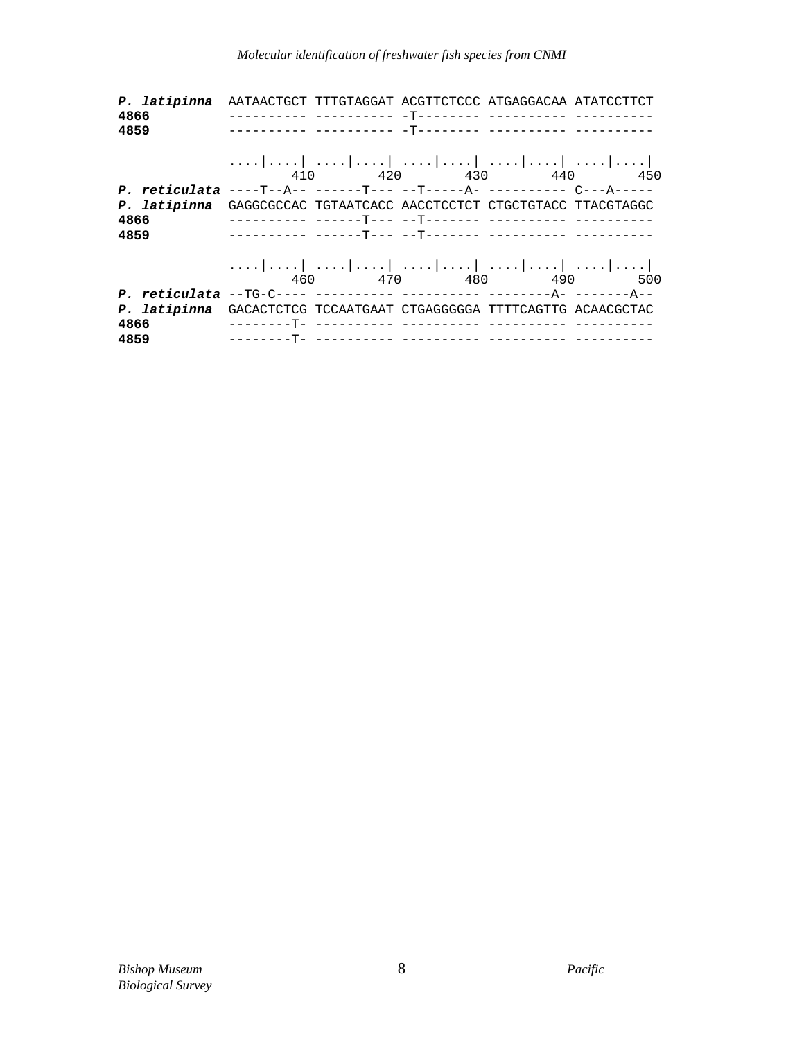```
P. latipinna  AATAACTGCT TTTGTAGGAT ACGTTCTCCC ATGAGGACAA ATATCCTTCT
4866          ---------- ---------- -T-------- ---------- ----------
4859          ---------- ---------- -T-------- ---------- ----------

              ....|....| ....|....| ....|....| ....|....| ....|....|
                    410        420        430        440        450
P. reticulata ----T--A-- ------T--- --T-----A- ---------- C---A-----
P. latipinna  GAGGCGCCAC TGTAATCACC AACCTCCTCT CTGCTGTACC TTACGTAGGC
4866          ---------- ------T--- --T------- ---------- ----------
4859          ---------- ------T--- --T------- ---------- ----------

              ....|....| ....|....| ....|....| ....|....| ....|....|
                    460        470        480        490        500
P. reticulata --TG-C---- ---------- ---------- --------A- -------A--
P. latipinna  GACACTCTCG TCCAATGAAT CTGAGGGGGA TTTTCAGTTG ACAACGCTAC
4866          --------T- ---------- ---------- ---------- ----------
4859          --------T- ---------- ---------- ---------- ----------
```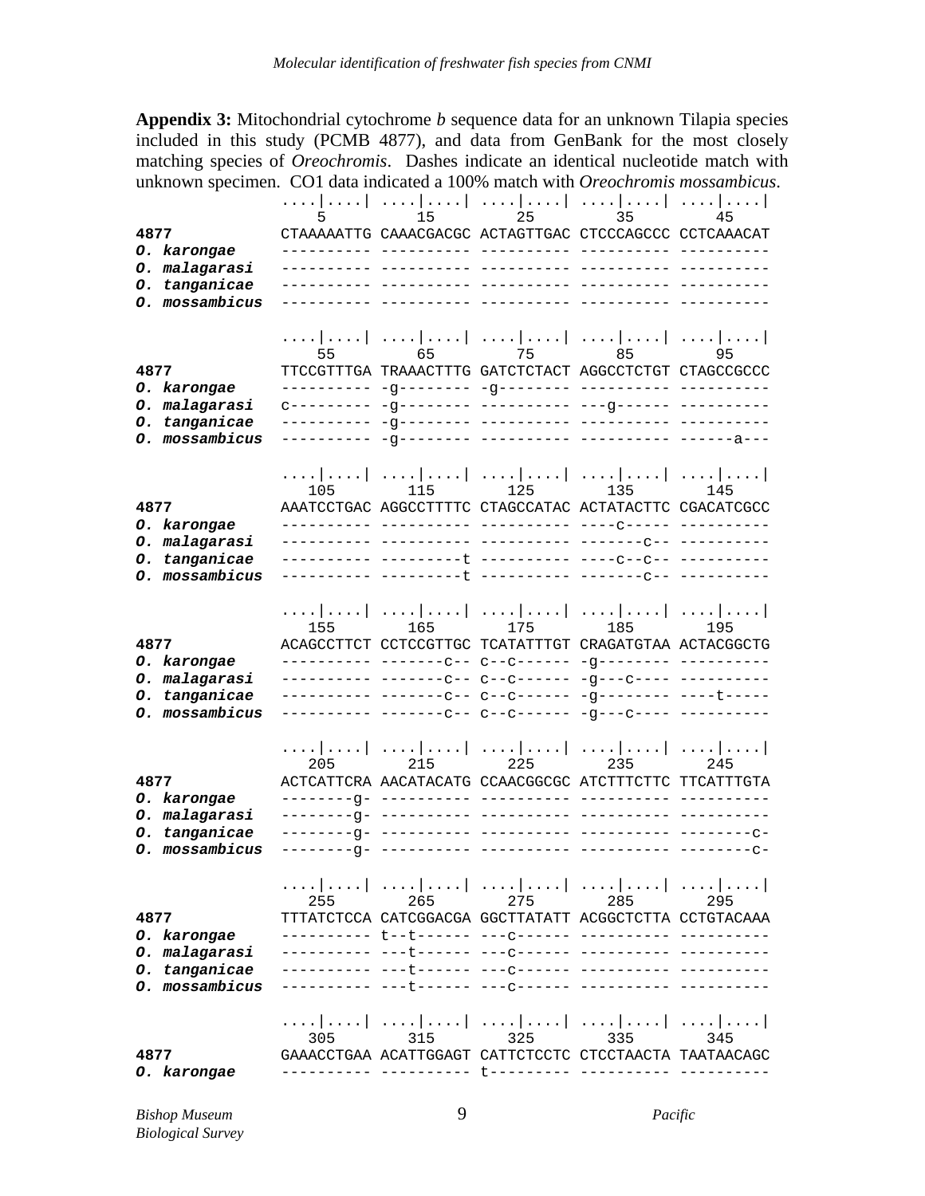**Appendix 3:** Mitochondrial cytochrome *b* sequence data for an unknown Tilapia species included in this study (PCMB 4877), and data from GenBank for the most closely matching species of *Oreochromis*. Dashes indicate an identical nucleotide match with unknown specimen. CO1 data indicated a 100% match with *Oreochromis mossambicus*.

```
                ....|....| ....|....| ....|....| ....|....| ....|....|
                    5         15         25         35         45
4877            CTAAAAATTG CAAACGACGC ACTAGTTGAC CTCCCAGCCC CCTCAAACAT
O. karongae     ---------- ---------- ---------- ---------- ----------
O. malagarasi   ---------- ---------- ---------- ---------- ----------
O. tanganicae   ---------- ---------- ---------- ---------- ----------
O. mossambicus  ---------- ---------- ---------- ---------- ----------

                ....|....| ....|....| ....|....| ....|....| ....|....|
                   55         65         75         85         95
4877            TTCCGTTTGA TRAAACTTTG GATCTCTACT AGGCCTCTGT CTAGCCGCCC
O. karongae     ---------- -g-------- -g-------- ---------- ----------
O. malagarasi   c--------- -g-------- ---------- ---g------ ----------
O. tanganicae   ---------- -g-------- ---------- ---------- ----------
O. mossambicus  ---------- -g-------- ---------- ---------- ------a---

                ....|....| ....|....| ....|....| ....|....| ....|....|
                  105        115        125        135        145
4877            AAATCCTGAC AGGCCTTTTC CTAGCCATAC ACTATACTTC CGACATCGCC
O. karongae     ---------- ---------- ---------- ----c----- ----------
O. malagarasi   ---------- ---------- ---------- -------c-- ----------
O. tanganicae   ---------- ---------t ---------- ----c--c-- ----------
O. mossambicus  ---------- ---------t ---------- -------c-- ----------

                ....|....| ....|....| ....|....| ....|....| ....|....|
                  155        165        175        185        195
4877            ACAGCCTTCT CCTCCGTTGC TCATATTTGT CRAGATGTAA ACTACGGCTG
O. karongae     ---------- -------c-- c--c------ -g-------- ----------
O. malagarasi   ---------- -------c-- c--c------ -g---c---- ----------
O. tanganicae   ---------- -------c-- c--c------ -g-------- ----t-----
O. mossambicus  ---------- -------c-- c--c------ -g---c---- ----------

                ....|....| ....|....| ....|....| ....|....| ....|....|
                  205        215        225        235        245
4877            ACTCATTCRA AACATACATG CCAACGGCGC ATCTTTCTTC TTCATTTGTA
O. karongae     --------g- ---------- ---------- ---------- ----------
O. malagarasi   --------g- ---------- ---------- ---------- ----------
O. tanganicae   --------g- ---------- ---------- ---------- --------c-
O. mossambicus  --------g- ---------- ---------- ---------- --------c-

                ....|....| ....|....| ....|....| ....|....| ....|....|
                  255        265        275        285        295
4877            TTTATCTCCA CATCGGACGA GGCTTATATT ACGGCTCTTA CCTGTACAAA
O. karongae     ---------- t--t------ ---c------ ---------- ----------
O. malagarasi   ---------- ---t------ ---c------ ---------- ----------
O. tanganicae   ---------- ---t------ ---c------ ---------- ----------
O. mossambicus  ---------- ---t------ ---c------ ---------- ----------

                ....|....| ....|....| ....|....| ....|....| ....|....|
                  305        315        325        335        345
4877            GAAACCTGAA ACATTGGAGT CATTCTCCTC CTCCTAACTA TAATAACAGC
O. karongae     ---------- ---------- t--------- ---------- ----------
```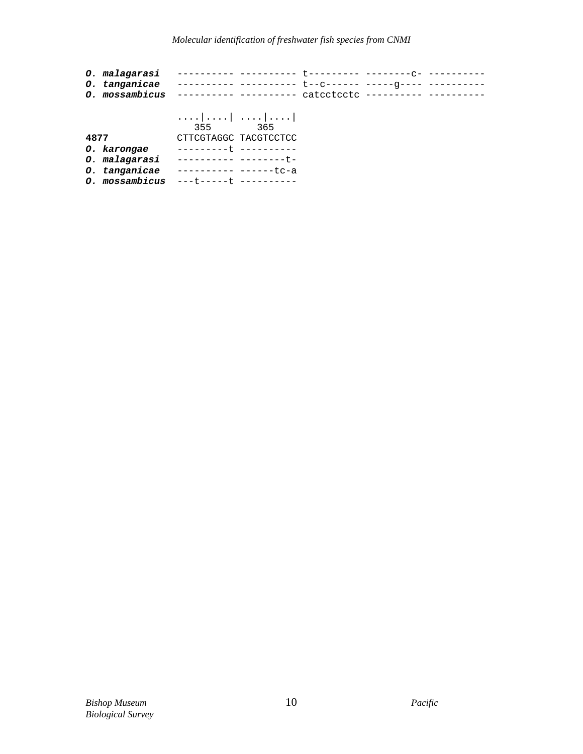```
O. malagarasi   ---------- ---------- t--------- --------c- ----------
O. tanganicae   ---------- ---------- t--c------ -----g---- ----------
O. mossambicus  ---------- ---------- catcctcctc ---------- ----------

                ....|....| ....|....|
                   355        365
4877            CTTCGTAGGC TACGTCCTCC
O. karongae     ---------t ----------
O. malagarasi   ---------- --------t-
O. tanganicae   ---------- ------tc-a
O. mossambicus  ---t-----t ----------
```